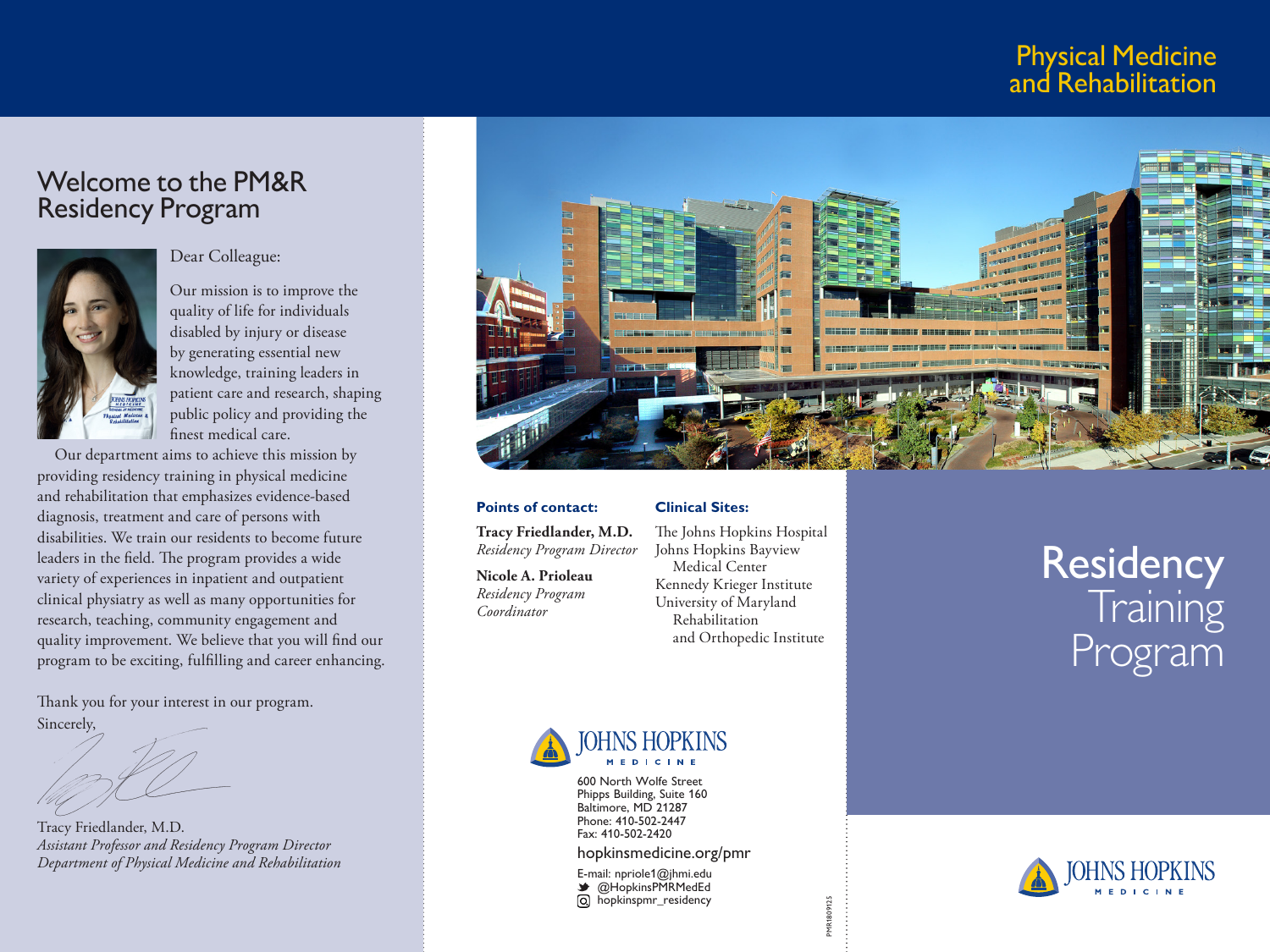# Physical Medicine and Rehabilitation

## Welcome to the PM&R Residency Program

Dear Colleague:

Our mission is to improve the quality of life for individuals disabled by injury or disease by generating essential new knowledge, training leaders in patient care and research, shaping public policy and providing the finest medical care.

Our department aims to achieve this mission by providing residency training in physical medicine and rehabilitation that emphasizes evidence-based diagnosis, treatment and care of persons with disabilities. We train our residents to become future leaders in the field. The program provides a wide variety of experiences in inpatient and outpatient clinical physiatry as well as many opportunities for research, teaching, community engagement and quality improvement. We believe that you will find our program to be exciting, fulfilling and career enhancing.

Thank you for your interest in our program.

Sincerely,

Tracy Friedlander, M.D.
*Assistant Professor and Residency Program Director*
*Department of Physical Medicine and Rehabilitation*

**Points of contact:**

**Tracy Friedlander, M.D.**
*Residency Program Director*

**Nicole A. Prioleau**
*Residency Program Coordinator*

**Clinical Sites:**

The Johns Hopkins Hospital
Johns Hopkins Bayview Medical Center
Kennedy Krieger Institute
University of Maryland Rehabilitation and Orthopedic Institute

JOHNS HOPKINS MEDICINE

600 North Wolfe Street
Phipps Building, Suite 160
Baltimore, MD 21287
Phone: 410-502-2447
Fax: 410-502-2420

hopkinsmedicine.org/pmr

E-mail: npriole1@jhmi.edu
@HopkinsPMRMedEd
hopkinspmr_residency

PMR1809125

# Residency Training Program

JOHNS HOPKINS MEDICINE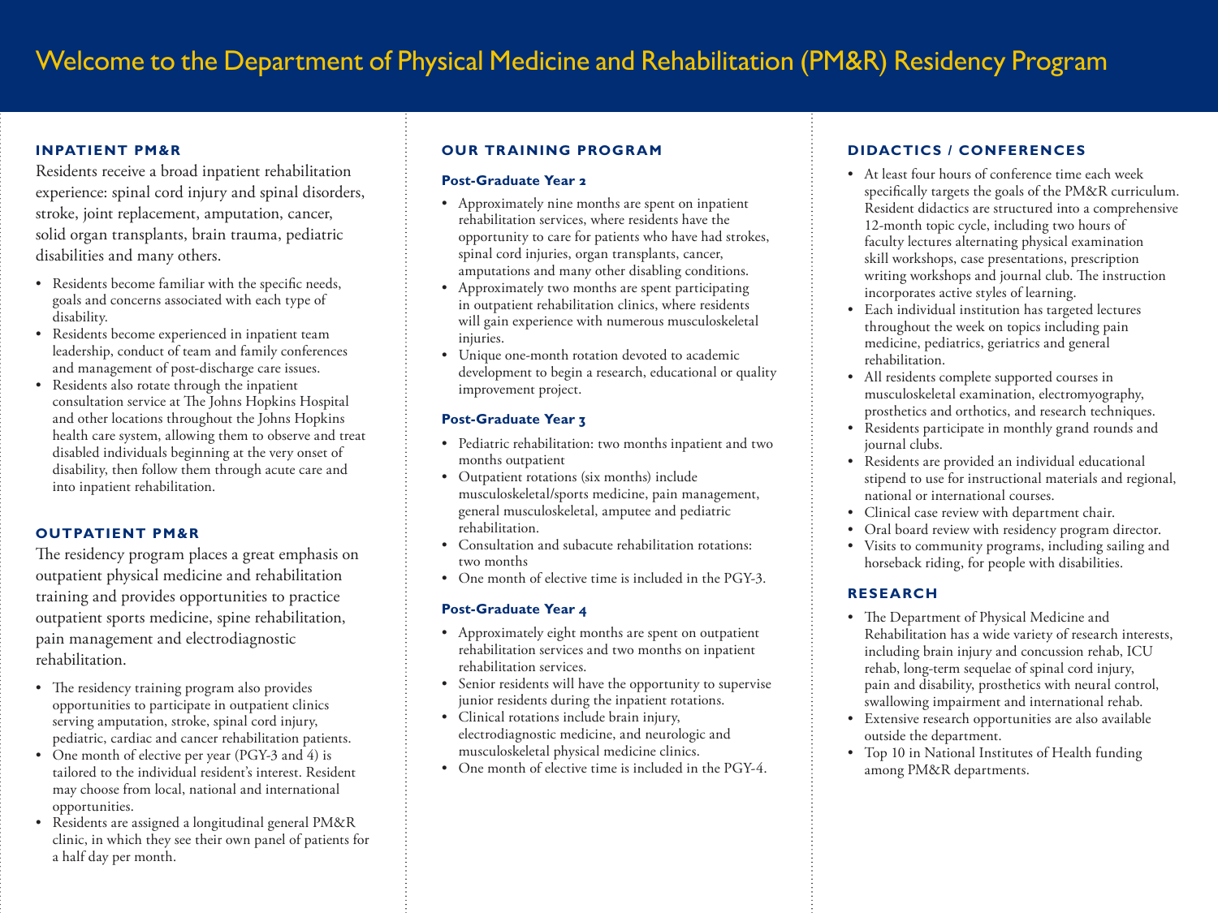# Welcome to the Department of Physical Medicine and Rehabilitation (PM&R) Residency Program

## INPATIENT PM&R

Residents receive a broad inpatient rehabilitation experience: spinal cord injury and spinal disorders, stroke, joint replacement, amputation, cancer, solid organ transplants, brain trauma, pediatric disabilities and many others.

- Residents become familiar with the specific needs, goals and concerns associated with each type of disability.
- Residents become experienced in inpatient team leadership, conduct of team and family conferences and management of post-discharge care issues.
- Residents also rotate through the inpatient consultation service at The Johns Hopkins Hospital and other locations throughout the Johns Hopkins health care system, allowing them to observe and treat disabled individuals beginning at the very onset of disability, then follow them through acute care and into inpatient rehabilitation.

## OUTPATIENT PM&R

The residency program places a great emphasis on outpatient physical medicine and rehabilitation training and provides opportunities to practice outpatient sports medicine, spine rehabilitation, pain management and electrodiagnostic rehabilitation.

- The residency training program also provides opportunities to participate in outpatient clinics serving amputation, stroke, spinal cord injury, pediatric, cardiac and cancer rehabilitation patients.
- One month of elective per year (PGY-3 and 4) is tailored to the individual resident's interest. Resident may choose from local, national and international opportunities.
- Residents are assigned a longitudinal general PM&R clinic, in which they see their own panel of patients for a half day per month.

## OUR TRAINING PROGRAM

### Post-Graduate Year 2

- Approximately nine months are spent on inpatient rehabilitation services, where residents have the opportunity to care for patients who have had strokes, spinal cord injuries, organ transplants, cancer, amputations and many other disabling conditions.
- Approximately two months are spent participating in outpatient rehabilitation clinics, where residents will gain experience with numerous musculoskeletal injuries.
- Unique one-month rotation devoted to academic development to begin a research, educational or quality improvement project.

### Post-Graduate Year 3

- Pediatric rehabilitation: two months inpatient and two months outpatient
- Outpatient rotations (six months) include musculoskeletal/sports medicine, pain management, general musculoskeletal, amputee and pediatric rehabilitation.
- Consultation and subacute rehabilitation rotations: two months
- One month of elective time is included in the PGY-3.

### Post-Graduate Year 4

- Approximately eight months are spent on outpatient rehabilitation services and two months on inpatient rehabilitation services.
- Senior residents will have the opportunity to supervise junior residents during the inpatient rotations.
- Clinical rotations include brain injury, electrodiagnostic medicine, and neurologic and musculoskeletal physical medicine clinics.
- One month of elective time is included in the PGY-4.

## DIDACTICS / CONFERENCES

- At least four hours of conference time each week specifically targets the goals of the PM&R curriculum. Resident didactics are structured into a comprehensive 12-month topic cycle, including two hours of faculty lectures alternating physical examination skill workshops, case presentations, prescription writing workshops and journal club. The instruction incorporates active styles of learning.
- Each individual institution has targeted lectures throughout the week on topics including pain medicine, pediatrics, geriatrics and general rehabilitation.
- All residents complete supported courses in musculoskeletal examination, electromyography, prosthetics and orthotics, and research techniques.
- Residents participate in monthly grand rounds and journal clubs.
- Residents are provided an individual educational stipend to use for instructional materials and regional, national or international courses.
- Clinical case review with department chair.
- Oral board review with residency program director.
- Visits to community programs, including sailing and horseback riding, for people with disabilities.

## RESEARCH

- The Department of Physical Medicine and Rehabilitation has a wide variety of research interests, including brain injury and concussion rehab, ICU rehab, long-term sequelae of spinal cord injury, pain and disability, prosthetics with neural control, swallowing impairment and international rehab.
- Extensive research opportunities are also available outside the department.
- Top 10 in National Institutes of Health funding among PM&R departments.